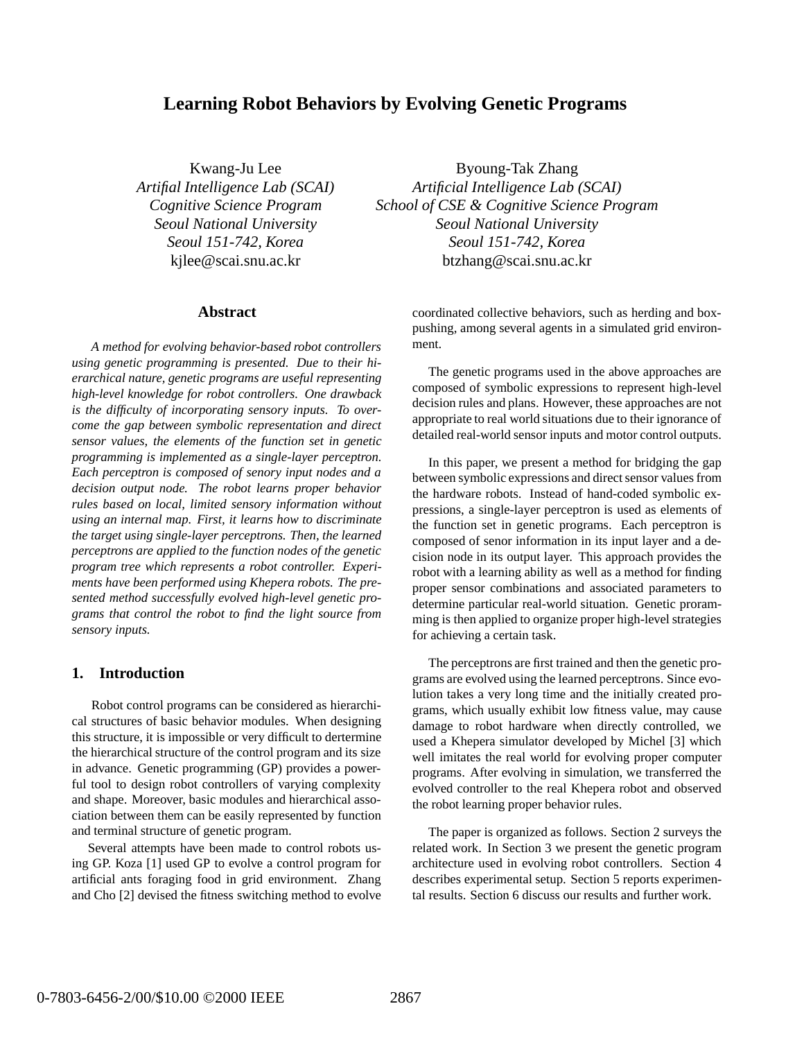# Learning Robot Behaviors by Evolving Genetic Programs

Kwang-Ju Lee
*Artifial Intelligence Lab (SCAI)*
*Cognitive Science Program*
*Seoul National University*
*Seoul 151-742, Korea*
kjlee@scai.snu.ac.kr

Byoung-Tak Zhang
*Artificial Intelligence Lab (SCAI)*
*School of CSE & Cognitive Science Program*
*Seoul National University*
*Seoul 151-742, Korea*
btzhang@scai.snu.ac.kr

## Abstract

*A method for evolving behavior-based robot controllers using genetic programming is presented. Due to their hierarchical nature, genetic programs are useful representing high-level knowledge for robot controllers. One drawback is the difficulty of incorporating sensory inputs. To overcome the gap between symbolic representation and direct sensor values, the elements of the function set in genetic programming is implemented as a single-layer perceptron. Each perceptron is composed of senory input nodes and a decision output node. The robot learns proper behavior rules based on local, limited sensory information without using an internal map. First, it learns how to discriminate the target using single-layer perceptrons. Then, the learned perceptrons are applied to the function nodes of the genetic program tree which represents a robot controller. Experiments have been performed using Khepera robots. The presented method successfully evolved high-level genetic programs that control the robot to find the light source from sensory inputs.*

## 1. Introduction

Robot control programs can be considered as hierarchical structures of basic behavior modules. When designing this structure, it is impossible or very difficult to dertermine the hierarchical structure of the control program and its size in advance. Genetic programming (GP) provides a powerful tool to design robot controllers of varying complexity and shape. Moreover, basic modules and hierarchical association between them can be easily represented by function and terminal structure of genetic program.

Several attempts have been made to control robots using GP. Koza [1] used GP to evolve a control program for artificial ants foraging food in grid environment. Zhang and Cho [2] devised the fitness switching method to evolve coordinated collective behaviors, such as herding and box-pushing, among several agents in a simulated grid environment.

The genetic programs used in the above approaches are composed of symbolic expressions to represent high-level decision rules and plans. However, these approaches are not appropriate to real world situations due to their ignorance of detailed real-world sensor inputs and motor control outputs.

In this paper, we present a method for bridging the gap between symbolic expressions and direct sensor values from the hardware robots. Instead of hand-coded symbolic expressions, a single-layer perceptron is used as elements of the function set in genetic programs. Each perceptron is composed of senor information in its input layer and a decision node in its output layer. This approach provides the robot with a learning ability as well as a method for finding proper sensor combinations and associated parameters to determine particular real-world situation. Genetic proramming is then applied to organize proper high-level strategies for achieving a certain task.

The perceptrons are first trained and then the genetic programs are evolved using the learned perceptrons. Since evolution takes a very long time and the initially created programs, which usually exhibit low fitness value, may cause damage to robot hardware when directly controlled, we used a Khepera simulator developed by Michel [3] which well imitates the real world for evolving proper computer programs. After evolving in simulation, we transferred the evolved controller to the real Khepera robot and observed the robot learning proper behavior rules.

The paper is organized as follows. Section 2 surveys the related work. In Section 3 we present the genetic program architecture used in evolving robot controllers. Section 4 describes experimental setup. Section 5 reports experimental results. Section 6 discuss our results and further work.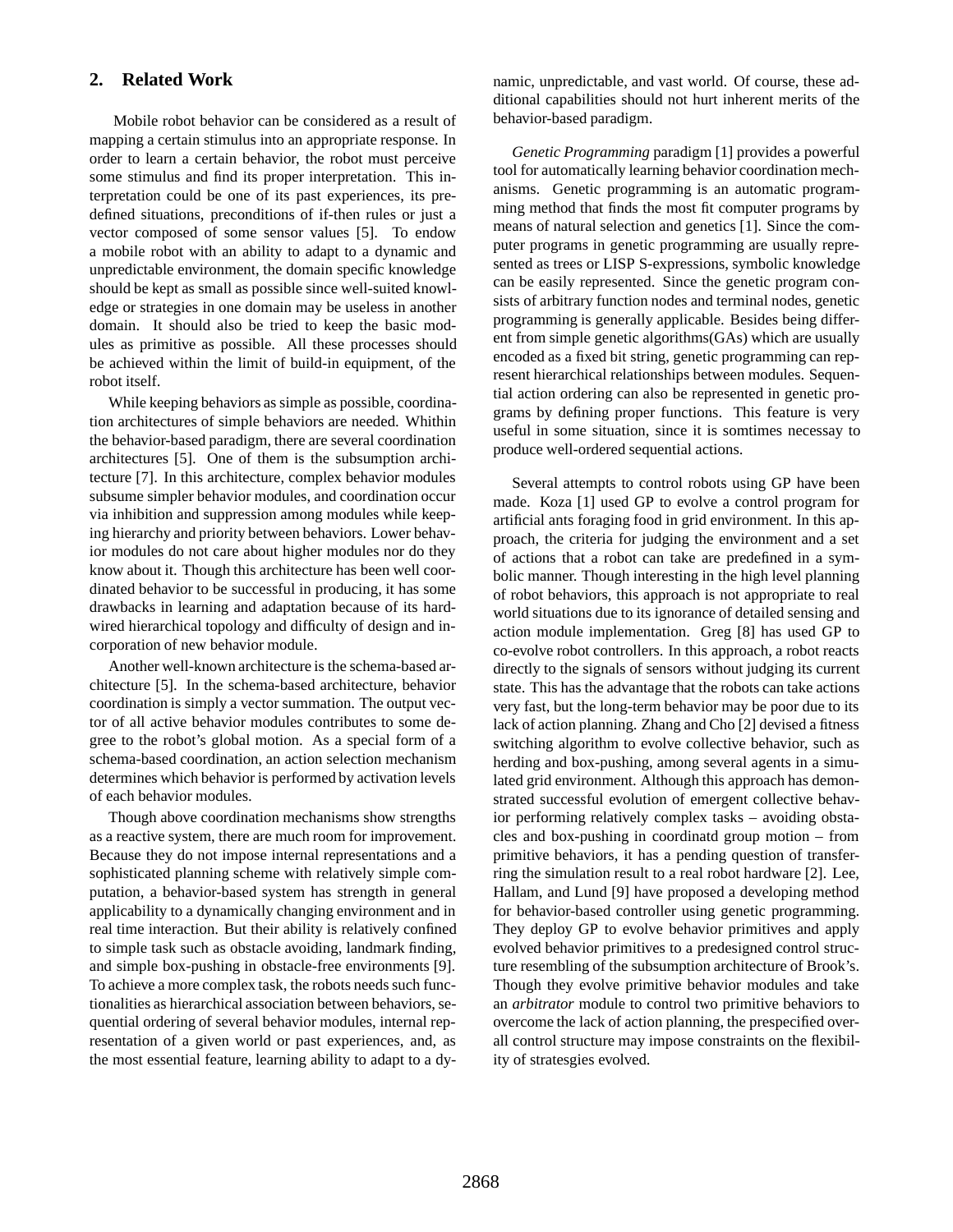## 2. Related Work

Mobile robot behavior can be considered as a result of mapping a certain stimulus into an appropriate response. In order to learn a certain behavior, the robot must perceive some stimulus and find its proper interpretation. This interpretation could be one of its past experiences, its predefined situations, preconditions of if-then rules or just a vector composed of some sensor values [5]. To endow a mobile robot with an ability to adapt to a dynamic and unpredictable environment, the domain specific knowledge should be kept as small as possible since well-suited knowledge or strategies in one domain may be useless in another domain. It should also be tried to keep the basic modules as primitive as possible. All these processes should be achieved within the limit of build-in equipment, of the robot itself.

While keeping behaviors as simple as possible, coordination architectures of simple behaviors are needed. Whithin the behavior-based paradigm, there are several coordination architectures [5]. One of them is the subsumption architecture [7]. In this architecture, complex behavior modules subsume simpler behavior modules, and coordination occur via inhibition and suppression among modules while keeping hierarchy and priority between behaviors. Lower behavior modules do not care about higher modules nor do they know about it. Though this architecture has been well coordinated behavior to be successful in producing, it has some drawbacks in learning and adaptation because of its hardwired hierarchical topology and difficulty of design and incorporation of new behavior module.

Another well-known architecture is the schema-based architecture [5]. In the schema-based architecture, behavior coordination is simply a vector summation. The output vector of all active behavior modules contributes to some degree to the robot's global motion. As a special form of a schema-based coordination, an action selection mechanism determines which behavior is performed by activation levels of each behavior modules.

Though above coordination mechanisms show strengths as a reactive system, there are much room for improvement. Because they do not impose internal representations and a sophisticated planning scheme with relatively simple computation, a behavior-based system has strength in general applicability to a dynamically changing environment and in real time interaction. But their ability is relatively confined to simple task such as obstacle avoiding, landmark finding, and simple box-pushing in obstacle-free environments [9]. To achieve a more complex task, the robots needs such functionalities as hierarchical association between behaviors, sequential ordering of several behavior modules, internal representation of a given world or past experiences, and, as the most essential feature, learning ability to adapt to a dynamic, unpredictable, and vast world. Of course, these additional capabilities should not hurt inherent merits of the behavior-based paradigm.

*Genetic Programming* paradigm [1] provides a powerful tool for automatically learning behavior coordination mechanisms. Genetic programming is an automatic programming method that finds the most fit computer programs by means of natural selection and genetics [1]. Since the computer programs in genetic programming are usually represented as trees or LISP S-expressions, symbolic knowledge can be easily represented. Since the genetic program consists of arbitrary function nodes and terminal nodes, genetic programming is generally applicable. Besides being different from simple genetic algorithms(GAs) which are usually encoded as a fixed bit string, genetic programming can represent hierarchical relationships between modules. Sequential action ordering can also be represented in genetic programs by defining proper functions. This feature is very useful in some situation, since it is somtimes necessay to produce well-ordered sequential actions.

Several attempts to control robots using GP have been made. Koza [1] used GP to evolve a control program for artificial ants foraging food in grid environment. In this approach, the criteria for judging the environment and a set of actions that a robot can take are predefined in a symbolic manner. Though interesting in the high level planning of robot behaviors, this approach is not appropriate to real world situations due to its ignorance of detailed sensing and action module implementation. Greg [8] has used GP to co-evolve robot controllers. In this approach, a robot reacts directly to the signals of sensors without judging its current state. This has the advantage that the robots can take actions very fast, but the long-term behavior may be poor due to its lack of action planning. Zhang and Cho [2] devised a fitness switching algorithm to evolve collective behavior, such as herding and box-pushing, among several agents in a simulated grid environment. Although this approach has demonstrated successful evolution of emergent collective behavior performing relatively complex tasks – avoiding obstacles and box-pushing in coordinatd group motion – from primitive behaviors, it has a pending question of transferring the simulation result to a real robot hardware [2]. Lee, Hallam, and Lund [9] have proposed a developing method for behavior-based controller using genetic programming. They deploy GP to evolve behavior primitives and apply evolved behavior primitives to a predesigned control structure resembling of the subsumption architecture of Brook's. Though they evolve primitive behavior modules and take an *arbitrator* module to control two primitive behaviors to overcome the lack of action planning, the prespecified overall control structure may impose constraints on the flexibility of strategies evolved.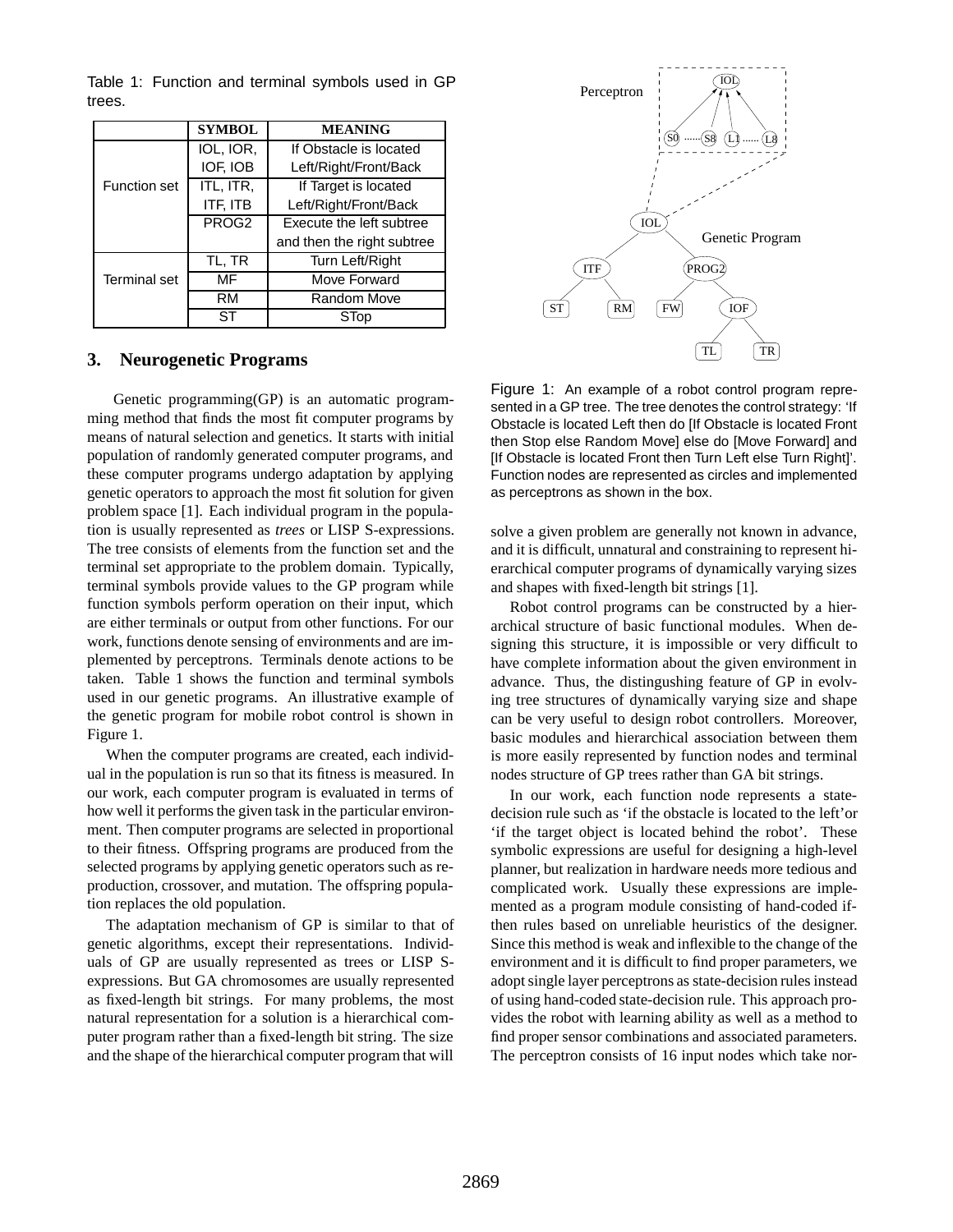Table 1: Function and terminal symbols used in GP trees.

| | SYMBOL | MEANING |
|---|---|---|
| Function set | IOL, IOR, IOF, IOB | If Obstacle is located Left/Right/Front/Back |
| | ITL, ITR, ITF, ITB | If Target is located Left/Right/Front/Back |
| | PROG2 | Execute the left subtree and then the right subtree |
| Terminal set | TL, TR | Turn Left/Right |
| | MF | Move Forward |
| | RM | Random Move |
| | ST | STop |

Figure 1: An example of a robot control program represented in a GP tree. The tree denotes the control strategy: 'If Obstacle is located Left then do [If Obstacle is located Front then Stop else Random Move] else do [Move Forward] and [If Obstacle is located Front then Turn Left else Turn Right]'. Function nodes are represented as circles and implemented as perceptrons as shown in the box.

## 3. Neurogenetic Programs

Genetic programming(GP) is an automatic programming method that finds the most fit computer programs by means of natural selection and genetics. It starts with initial population of randomly generated computer programs, and these computer programs undergo adaptation by applying genetic operators to approach the most fit solution for given problem space [1]. Each individual program in the population is usually represented as *trees* or LISP S-expressions. The tree consists of elements from the function set and the terminal set appropriate to the problem domain. Typically, terminal symbols provide values to the GP program while function symbols perform operation on their input, which are either terminals or output from other functions. For our work, functions denote sensing of environments and are implemented by perceptrons. Terminals denote actions to be taken. Table 1 shows the function and terminal symbols used in our genetic programs. An illustrative example of the genetic program for mobile robot control is shown in Figure 1.

When the computer programs are created, each individual in the population is run so that its fitness is measured. In our work, each computer program is evaluated in terms of how well it performs the given task in the particular environment. Then computer programs are selected in proportional to their fitness. Offspring programs are produced from the selected programs by applying genetic operators such as reproduction, crossover, and mutation. The offspring population replaces the old population.

The adaptation mechanism of GP is similar to that of genetic algorithms, except their representations. Individuals of GP are usually represented as trees or LISP S-expressions. But GA chromosomes are usually represented as fixed-length bit strings. For many problems, the most natural representation for a solution is a hierarchical computer program rather than a fixed-length bit string. The size and the shape of the hierarchical computer program that will solve a given problem are generally not known in advance, and it is difficult, unnatural and constraining to represent hierarchical computer programs of dynamically varying sizes and shapes with fixed-length bit strings [1].

Robot control programs can be constructed by a hierarchical structure of basic functional modules. When designing this structure, it is impossible or very difficult to have complete information about the given environment in advance. Thus, the distingushing feature of GP in evolving tree structures of dynamically varying size and shape can be very useful to design robot controllers. Moreover, basic modules and hierarchical association between them is more easily represented by function nodes and terminal nodes structure of GP trees rather than GA bit strings.

In our work, each function node represents a state-decision rule such as 'if the obstacle is located to the left'or 'if the target object is located behind the robot'. These symbolic expressions are useful for designing a high-level planner, but realization in hardware needs more tedious and complicated work. Usually these expressions are implemented as a program module consisting of hand-coded if-then rules based on unreliable heuristics of the designer. Since this method is weak and inflexible to the change of the environment and it is difficult to find proper parameters, we adopt single layer perceptrons as state-decision rules instead of using hand-coded state-decision rule. This approach provides the robot with learning ability as well as a method to find proper sensor combinations and associated parameters. The perceptron consists of 16 input nodes which take nor-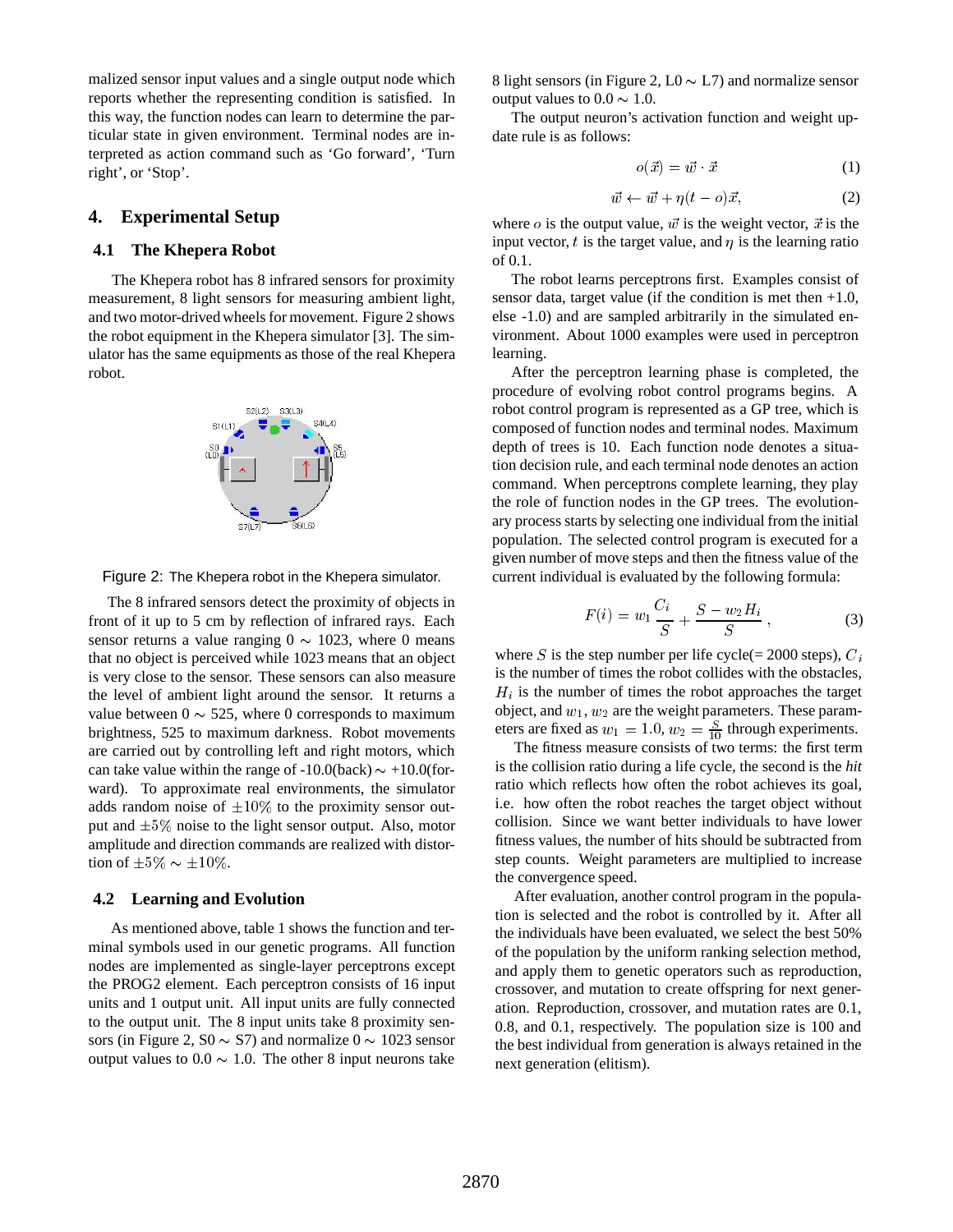malized sensor input values and a single output node which reports whether the representing condition is satisfied. In this way, the function nodes can learn to determine the particular state in given environment. Terminal nodes are interpreted as action command such as 'Go forward', 'Turn right', or 'Stop'.

## 4. Experimental Setup

### 4.1 The Khepera Robot

The Khepera robot has 8 infrared sensors for proximity measurement, 8 light sensors for measuring ambient light, and two motor-drived wheels for movement. Figure 2 shows the robot equipment in the Khepera simulator [3]. The simulator has the same equipments as those of the real Khepera robot.

Figure 2: The Khepera robot in the Khepera simulator.

The 8 infrared sensors detect the proximity of objects in front of it up to 5 cm by reflection of infrared rays. Each sensor returns a value ranging 0 $\sim$ 1023, where 0 means that no object is perceived while 1023 means that an object is very close to the sensor. These sensors can also measure the level of ambient light around the sensor. It returns a value between 0 $\sim$ 525, where 0 corresponds to maximum brightness, 525 to maximum darkness. Robot movements are carried out by controlling left and right motors, which can take value within the range of -10.0(back) $\sim$ +10.0(forward). To approximate real environments, the simulator adds random noise of $\pm 10\%$ to the proximity sensor output and $\pm 5\%$ noise to the light sensor output. Also, motor amplitude and direction commands are realized with distortion of $\pm 5\% \sim \pm 10\%$.

### 4.2 Learning and Evolution

As mentioned above, table 1 shows the function and terminal symbols used in our genetic programs. All function nodes are implemented as single-layer perceptrons except the PROG2 element. Each perceptron consists of 16 input units and 1 output unit. All input units are fully connected to the output unit. The 8 input units take 8 proximity sensors (in Figure 2, S0 $\sim$ S7) and normalize 0 $\sim$ 1023 sensor output values to 0.0 $\sim$ 1.0. The other 8 input neurons take 8 light sensors (in Figure 2, L0 $\sim$ L7) and normalize sensor output values to 0.0 $\sim$ 1.0.

The output neuron's activation function and weight update rule is as follows:

$$o(\vec{x}) = \vec{w} \cdot \vec{x} \tag{1}$$

$$\vec{w} \leftarrow \vec{w} + \eta(t - o)\vec{x}, \tag{2}$$

where $o$ is the output value, $\vec{w}$ is the weight vector, $\vec{x}$ is the input vector, $t$ is the target value, and $\eta$ is the learning ratio of 0.1.

The robot learns perceptrons first. Examples consist of sensor data, target value (if the condition is met then +1.0, else -1.0) and are sampled arbitrarily in the simulated environment. About 1000 examples were used in perceptron learning.

After the perceptron learning phase is completed, the procedure of evolving robot control programs begins. A robot control program is represented as a GP tree, which is composed of function nodes and terminal nodes. Maximum depth of trees is 10. Each function node denotes a situation decision rule, and each terminal node denotes an action command. When perceptrons complete learning, they play the role of function nodes in the GP trees. The evolutionary process starts by selecting one individual from the initial population. The selected control program is executed for a given number of move steps and then the fitness value of the current individual is evaluated by the following formula:

$$F(i) = w_1 \frac{C_i}{S} + \frac{S - w_2 H_i}{S}, \tag{3}$$

where $S$ is the step number per life cycle(= 2000 steps), $C_i$ is the number of times the robot collides with the obstacles, $H_i$ is the number of times the robot approaches the target object, and $w_1$, $w_2$ are the weight parameters. These parameters are fixed as $w_1 = 1.0$, $w_2 = \frac{S}{10}$ through experiments.

The fitness measure consists of two terms: the first term is the collision ratio during a life cycle, the second is the *hit* ratio which reflects how often the robot achieves its goal, i.e. how often the robot reaches the target object without collision. Since we want better individuals to have lower fitness values, the number of hits should be subtracted from step counts. Weight parameters are multiplied to increase the convergence speed.

After evaluation, another control program in the population is selected and the robot is controlled by it. After all the individuals have been evaluated, we select the best 50% of the population by the uniform ranking selection method, and apply them to genetic operators such as reproduction, crossover, and mutation to create offspring for next generation. Reproduction, crossover, and mutation rates are 0.1, 0.8, and 0.1, respectively. The population size is 100 and the best individual from generation is always retained in the next generation (elitism).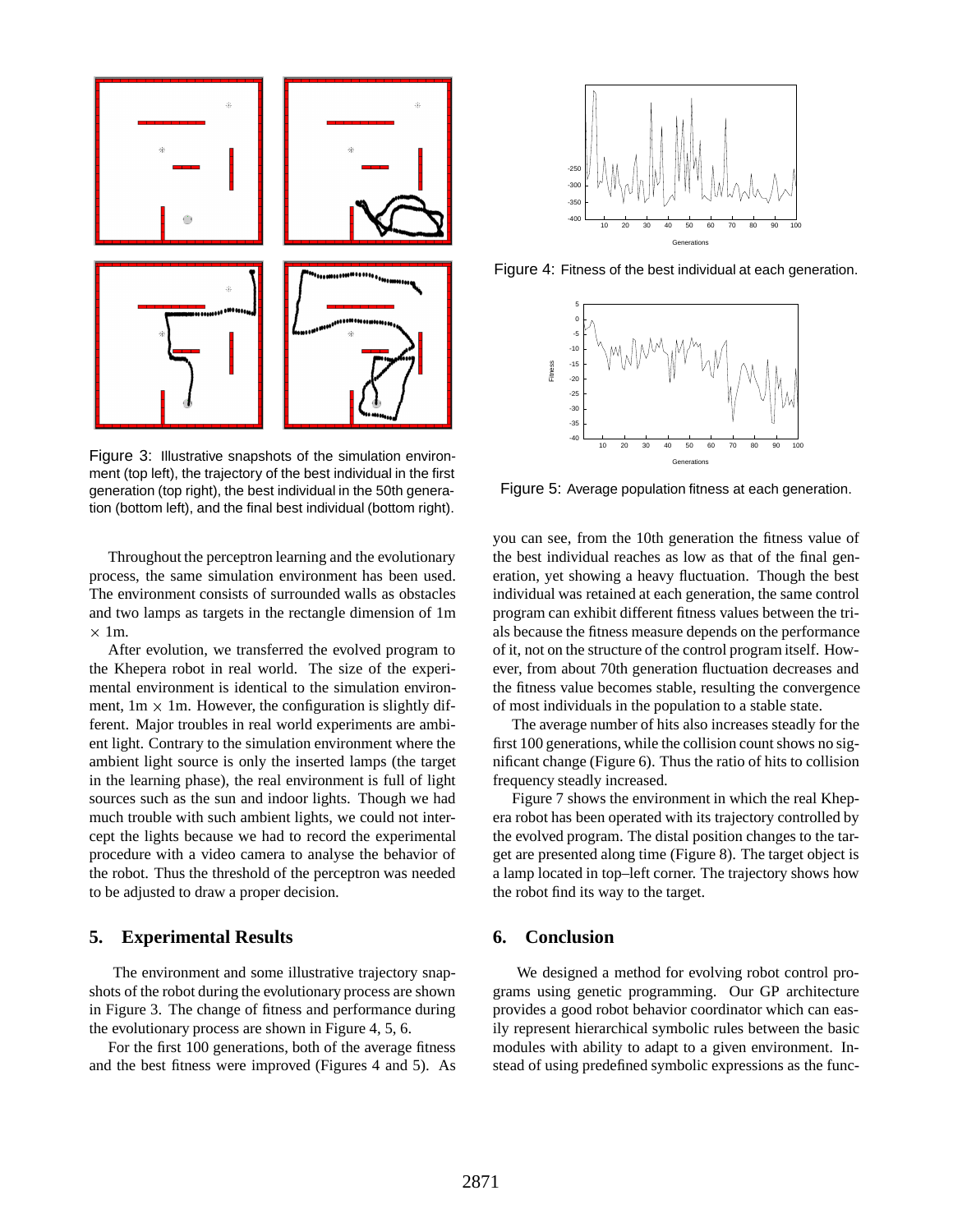Figure 3: Illustrative snapshots of the simulation environment (top left), the trajectory of the best individual in the first generation (top right), the best individual in the 50th generation (bottom left), and the final best individual (bottom right).

Throughout the perceptron learning and the evolutionary process, the same simulation environment has been used. The environment consists of surrounded walls as obstacles and two lamps as targets in the rectangle dimension of 1m $\times$ 1m.

After evolution, we transferred the evolved program to the Khepera robot in real world. The size of the experimental environment is identical to the simulation environment, 1m $\times$ 1m. However, the configuration is slightly different. Major troubles in real world experiments are ambient light. Contrary to the simulation environment where the ambient light source is only the inserted lamps (the target in the learning phase), the real environment is full of light sources such as the sun and indoor lights. Though we had much trouble with such ambient lights, we could not intercept the lights because we had to record the experimental procedure with a video camera to analyse the behavior of the robot. Thus the threshold of the perceptron was needed to be adjusted to draw a proper decision.

## 5. Experimental Results

The environment and some illustrative trajectory snapshots of the robot during the evolutionary process are shown in Figure 3. The change of fitness and performance during the evolutionary process are shown in Figure 4, 5, 6.

For the first 100 generations, both of the average fitness and the best fitness were improved (Figures 4 and 5). As you can see, from the 10th generation the fitness value of the best individual reaches as low as that of the final generation, yet showing a heavy fluctuation. Though the best individual was retained at each generation, the same control program can exhibit different fitness values between the trials because the fitness measure depends on the performance of it, not on the structure of the control program itself. However, from about 70th generation fluctuation decreases and the fitness value becomes stable, resulting the convergence of most individuals in the population to a stable state.

Figure 4: Fitness of the best individual at each generation.

Figure 5: Average population fitness at each generation.

The average number of hits also increases steadly for the first 100 generations, while the collision count shows no significant change (Figure 6). Thus the ratio of hits to collision frequency steadly increased.

Figure 7 shows the environment in which the real Khepera robot has been operated with its trajectory controlled by the evolved program. The distal position changes to the target are presented along time (Figure 8). The target object is a lamp located in top–left corner. The trajectory shows how the robot find its way to the target.

## 6. Conclusion

We designed a method for evolving robot control programs using genetic programming. Our GP architecture provides a good robot behavior coordinator which can easily represent hierarchical symbolic rules between the basic modules with ability to adapt to a given environment. Instead of using predefined symbolic expressions as the func-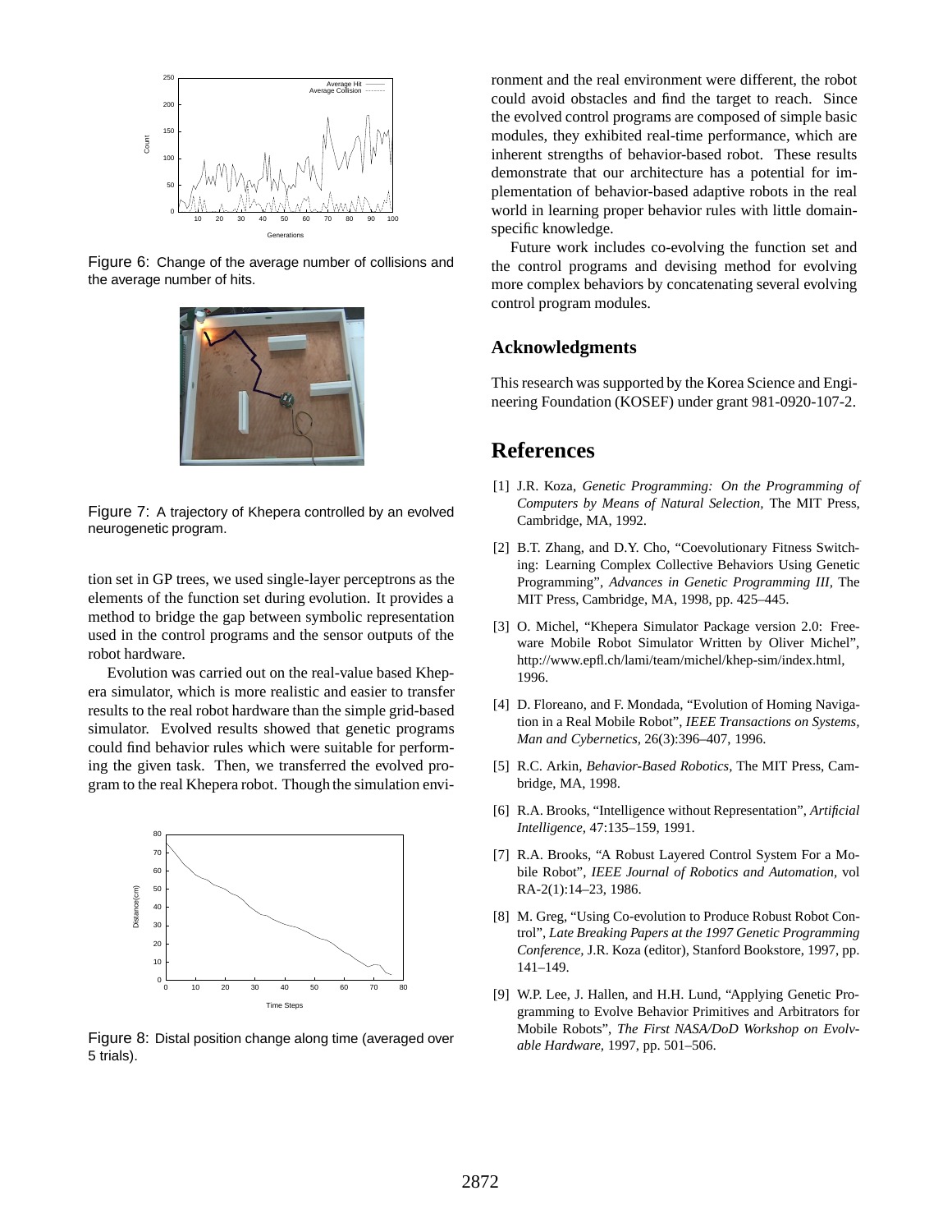250
200
150
100
50
0
Count
10 20 30 40 50 60 70 80 90 100
Generations
Average Hit
Average Collision

Figure 6: Change of the average number of collisions and the average number of hits.

Figure 7: A trajectory of Khepera controlled by an evolved neurogenetic program.

tion set in GP trees, we used single-layer perceptrons as the elements of the function set during evolution. It provides a method to bridge the gap between symbolic representation used in the control programs and the sensor outputs of the robot hardware.

Evolution was carried out on the real-value based Khepera simulator, which is more realistic and easier to transfer results to the real robot hardware than the simple grid-based simulator. Evolved results showed that genetic programs could find behavior rules which were suitable for performing the given task. Then, we transferred the evolved program to the real Khepera robot. Though the simulation environment and the real environment were different, the robot could avoid obstacles and find the target to reach. Since the evolved control programs are composed of simple basic modules, they exhibited real-time performance, which are inherent strengths of behavior-based robot. These results demonstrate that our architecture has a potential for implementation of behavior-based adaptive robots in the real world in learning proper behavior rules with little domain-specific knowledge.

80
70
60
50
40
30
20
10
0
Distance(cm)
0 10 20 30 40 50 60 70 80
Time Steps

Figure 8: Distal position change along time (averaged over 5 trials).

Future work includes co-evolving the function set and the control programs and devising method for evolving more complex behaviors by concatenating several evolving control program modules.

## Acknowledgments

This research was supported by the Korea Science and Engineering Foundation (KOSEF) under grant 981-0920-107-2.

# References

[1] J.R. Koza, *Genetic Programming: On the Programming of Computers by Means of Natural Selection*, The MIT Press, Cambridge, MA, 1992.

[2] B.T. Zhang, and D.Y. Cho, "Coevolutionary Fitness Switching: Learning Complex Collective Behaviors Using Genetic Programming", *Advances in Genetic Programming III*, The MIT Press, Cambridge, MA, 1998, pp. 425–445.

[3] O. Michel, "Khepera Simulator Package version 2.0: Freeware Mobile Robot Simulator Written by Oliver Michel", http://www.epfl.ch/lami/team/michel/khep-sim/index.html, 1996.

[4] D. Floreano, and F. Mondada, "Evolution of Homing Navigation in a Real Mobile Robot", *IEEE Transactions on Systems, Man and Cybernetics*, 26(3):396–407, 1996.

[5] R.C. Arkin, *Behavior-Based Robotics*, The MIT Press, Cambridge, MA, 1998.

[6] R.A. Brooks, "Intelligence without Representation", *Artificial Intelligence*, 47:135–159, 1991.

[7] R.A. Brooks, "A Robust Layered Control System For a Mobile Robot", *IEEE Journal of Robotics and Automation*, vol RA-2(1):14–23, 1986.

[8] M. Greg, "Using Co-evolution to Produce Robust Robot Control", *Late Breaking Papers at the 1997 Genetic Programming Conference*, J.R. Koza (editor), Stanford Bookstore, 1997, pp. 141–149.

[9] W.P. Lee, J. Hallen, and H.H. Lund, "Applying Genetic Programming to Evolve Behavior Primitives and Arbitrators for Mobile Robots", *The First NASA/DoD Workshop on Evolvable Hardware*, 1997, pp. 501–506.